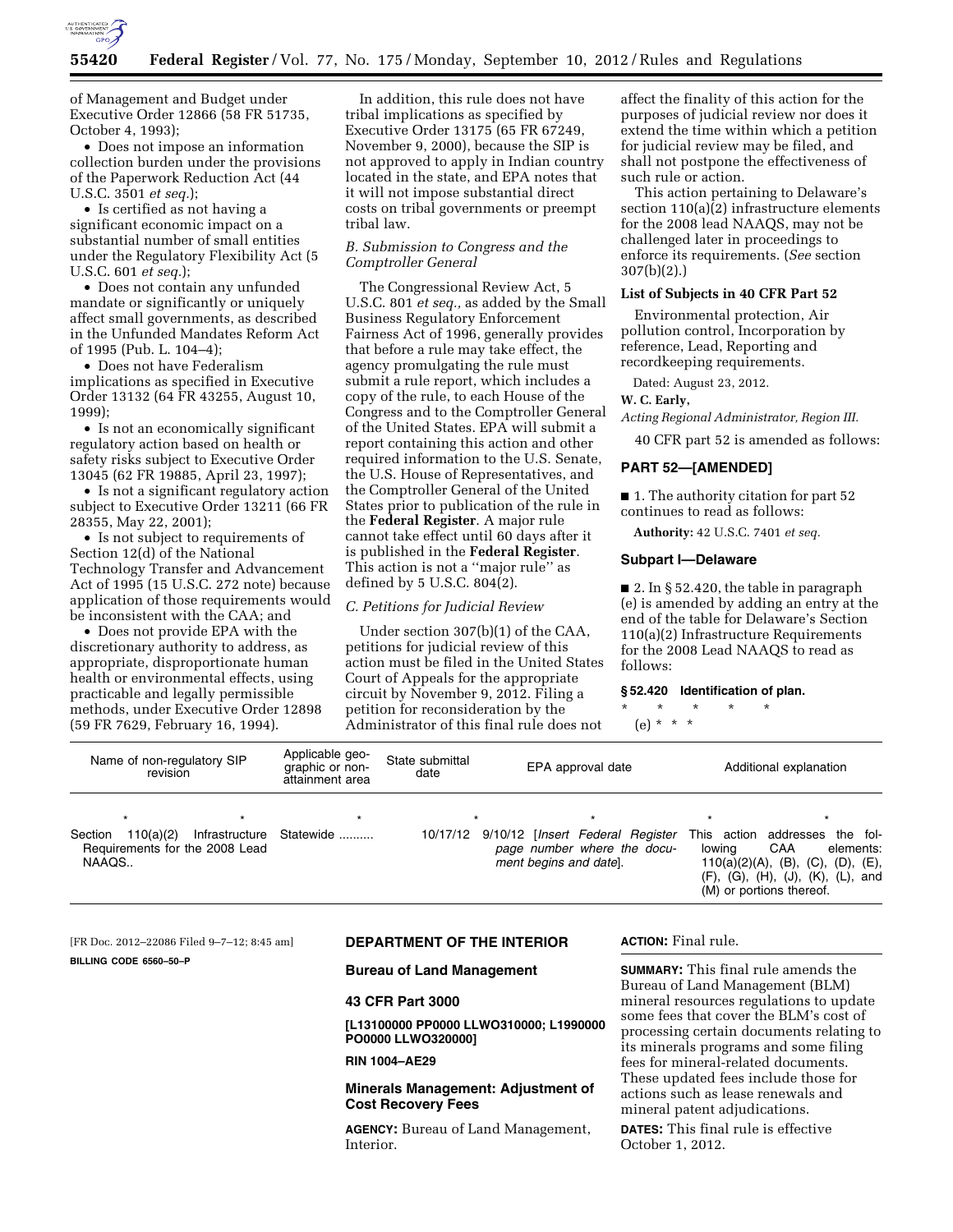of Management and Budget under Executive Order 12866 (58 FR 51735, October 4, 1993);

- Does not impose an information collection burden under the provisions of the Paperwork Reduction Act (44 U.S.C. 3501 *et seq.*);
- Is certified as not having a significant economic impact on a substantial number of small entities under the Regulatory Flexibility Act (5 U.S.C. 601 *et seq.*);
- Does not contain any unfunded mandate or significantly or uniquely affect small governments, as described in the Unfunded Mandates Reform Act of 1995 (Pub. L. 104–4);
- Does not have Federalism implications as specified in Executive Order 13132 (64 FR 43255, August 10, 1999);
- Is not an economically significant regulatory action based on health or safety risks subject to Executive Order 13045 (62 FR 19885, April 23, 1997);
- Is not a significant regulatory action subject to Executive Order 13211 (66 FR 28355, May 22, 2001);
- Is not subject to requirements of Section 12(d) of the National Technology Transfer and Advancement Act of 1995 (15 U.S.C. 272 note) because application of those requirements would be inconsistent with the CAA; and
- Does not provide EPA with the discretionary authority to address, as appropriate, disproportionate human health or environmental effects, using practicable and legally permissible methods, under Executive Order 12898 (59 FR 7629, February 16, 1994).

In addition, this rule does not have tribal implications as specified by Executive Order 13175 (65 FR 67249, November 9, 2000), because the SIP is not approved to apply in Indian country located in the state, and EPA notes that it will not impose substantial direct costs on tribal governments or preempt tribal law.

### B. Submission to Congress and the Comptroller General

The Congressional Review Act, 5 U.S.C. 801 *et seq.,* as added by the Small Business Regulatory Enforcement Fairness Act of 1996, generally provides that before a rule may take effect, the agency promulgating the rule must submit a rule report, which includes a copy of the rule, to each House of the Congress and to the Comptroller General of the United States. EPA will submit a report containing this action and other required information to the U.S. Senate, the U.S. House of Representatives, and the Comptroller General of the United States prior to publication of the rule in the **Federal Register**. A major rule cannot take effect until 60 days after it is published in the **Federal Register**. This action is not a ''major rule'' as defined by 5 U.S.C. 804(2).

### C. Petitions for Judicial Review

Under section 307(b)(1) of the CAA, petitions for judicial review of this action must be filed in the United States Court of Appeals for the appropriate circuit by November 9, 2012. Filing a petition for reconsideration by the Administrator of this final rule does not affect the finality of this action for the purposes of judicial review nor does it extend the time within which a petition for judicial review may be filed, and shall not postpone the effectiveness of such rule or action.

This action pertaining to Delaware's section 110(a)(2) infrastructure elements for the 2008 lead NAAQS, may not be challenged later in proceedings to enforce its requirements. (*See* section 307(b)(2).)

**List of Subjects in 40 CFR Part 52**

Environmental protection, Air pollution control, Incorporation by reference, Lead, Reporting and recordkeeping requirements.

Dated: August 23, 2012.

**W. C. Early,**

*Acting Regional Administrator, Region III.*

40 CFR part 52 is amended as follows:

## PART 52—[AMENDED]

■ 1. The authority citation for part 52 continues to read as follows:

**Authority:** 42 U.S.C. 7401 *et seq.*

**Subpart I—Delaware**

■ 2. In § 52.420, the table in paragraph (e) is amended by adding an entry at the end of the table for Delaware's Section 110(a)(2) Infrastructure Requirements for the 2008 Lead NAAQS to read as follows:

**§ 52.420 Identification of plan.**

\* \* \* \* \*

(e) \* \* \*

| Name of non-regulatory SIP revision | Applicable geographic or nonattainment area | State submittal date | EPA approval date | Additional explanation |
|---|---|---|---|---|
| * | * | * | * | * |
| Section 110(a)(2) Infrastructure Requirements for the 2008 Lead NAAQS.. | Statewide .......... | 10/17/12 | 9/10/12 [*Insert Federal Register page number where the document begins and date*]. | This action addresses the following CAA elements: 110(a)(2)(A), (B), (C), (D), (E), (F), (G), (H), (J), (K), (L), and (M) or portions thereof. |

[FR Doc. 2012–22086 Filed 9–7–12; 8:45 am]

**BILLING CODE 6560–50–P**

## DEPARTMENT OF THE INTERIOR

### Bureau of Land Management

### 43 CFR Part 3000

**[L13100000 PP0000 LLWO310000; L1990000 PO0000 LLWO320000]**

**RIN 1004–AE29**

### Minerals Management: Adjustment of Cost Recovery Fees

**AGENCY:** Bureau of Land Management, Interior.

**ACTION:** Final rule.

**SUMMARY:** This final rule amends the Bureau of Land Management (BLM) mineral resources regulations to update some fees that cover the BLM's cost of processing certain documents relating to its minerals programs and some filing fees for mineral-related documents. These updated fees include those for actions such as lease renewals and mineral patent adjudications.

**DATES:** This final rule is effective October 1, 2012.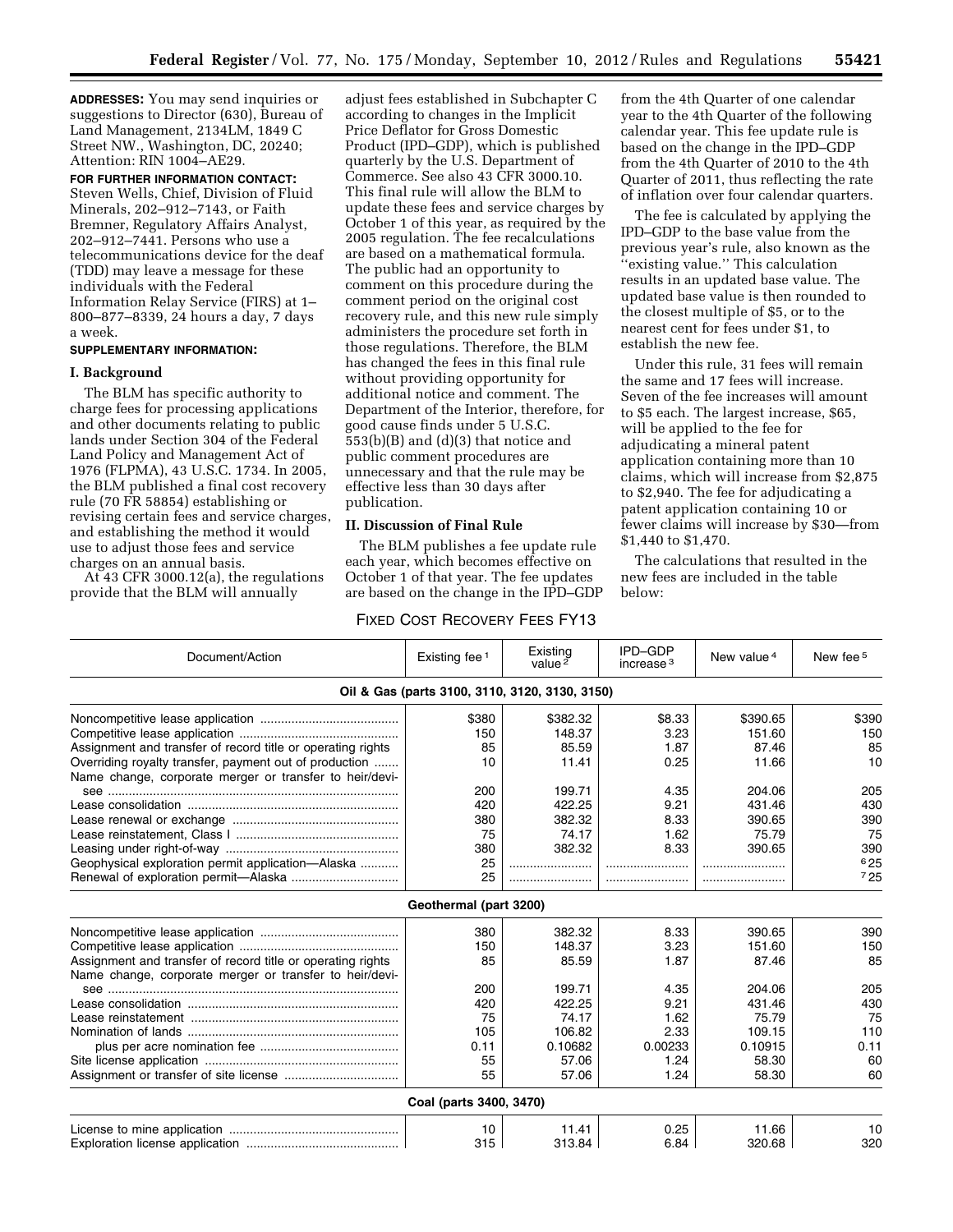**ADDRESSES:** You may send inquiries or suggestions to Director (630), Bureau of Land Management, 2134LM, 1849 C Street NW., Washington, DC, 20240; Attention: RIN 1004–AE29.

**FOR FURTHER INFORMATION CONTACT:** Steven Wells, Chief, Division of Fluid Minerals, 202–912–7143, or Faith Bremner, Regulatory Affairs Analyst, 202–912–7441. Persons who use a telecommunications device for the deaf (TDD) may leave a message for these individuals with the Federal Information Relay Service (FIRS) at 1–800–877–8339, 24 hours a day, 7 days a week.

**SUPPLEMENTARY INFORMATION:**

## I. Background

The BLM has specific authority to charge fees for processing applications and other documents relating to public lands under Section 304 of the Federal Land Policy and Management Act of 1976 (FLPMA), 43 U.S.C. 1734. In 2005, the BLM published a final cost recovery rule (70 FR 58854) establishing or revising certain fees and service charges, and establishing the method it would use to adjust those fees and service charges on an annual basis.

At 43 CFR 3000.12(a), the regulations provide that the BLM will annually adjust fees established in Subchapter C according to changes in the Implicit Price Deflator for Gross Domestic Product (IPD–GDP), which is published quarterly by the U.S. Department of Commerce. See also 43 CFR 3000.10. This final rule will allow the BLM to update these fees and service charges by October 1 of this year, as required by the 2005 regulation. The fee recalculations are based on a mathematical formula. The public had an opportunity to comment on this procedure during the comment period on the original cost recovery rule, and this new rule simply administers the procedure set forth in those regulations. Therefore, the BLM has changed the fees in this final rule without providing opportunity for additional notice and comment. The Department of the Interior, therefore, for good cause finds under 5 U.S.C. 553(b)(B) and (d)(3) that notice and public comment procedures are unnecessary and that the rule may be effective less than 30 days after publication.

## II. Discussion of Final Rule

The BLM publishes a fee update rule each year, which becomes effective on October 1 of that year. The fee updates are based on the change in the IPD–GDP from the 4th Quarter of one calendar year to the 4th Quarter of the following calendar year. This fee update rule is based on the change in the IPD–GDP from the 4th Quarter of 2010 to the 4th Quarter of 2011, thus reflecting the rate of inflation over four calendar quarters.

The fee is calculated by applying the IPD–GDP to the base value from the previous year's rule, also known as the ''existing value.'' This calculation results in an updated base value. The updated base value is then rounded to the closest multiple of $5, or to the nearest cent for fees under $1, to establish the new fee.

Under this rule, 31 fees will remain the same and 17 fees will increase. Seven of the fee increases will amount to $5 each. The largest increase, $65, will be applied to the fee for adjudicating a mineral patent application containing more than 10 claims, which will increase from $2,875 to $2,940. The fee for adjudicating a patent application containing 10 or fewer claims will increase by $30—from $1,440 to $1,470.

The calculations that resulted in the new fees are included in the table below:

FIXED COST RECOVERY FEES FY13

| Document/Action | Existing fee [1] | Existing value [2] | IPD–GDP increase [3] | New value [4] | New fee [5] |
|---|---|---|---|---|---|
| **Oil & Gas (parts 3100, 3110, 3120, 3130, 3150)** | | | | | |
| Noncompetitive lease application | $380 | $382.32 | $8.33 | $390.65 | $390 |
| Competitive lease application | 150 | 148.37 | 3.23 | 151.60 | 150 |
| Assignment and transfer of record title or operating rights | 85 | 85.59 | 1.87 | 87.46 | 85 |
| Overriding royalty transfer, payment out of production | 10 | 11.41 | 0.25 | 11.66 | 10 |
| Name change, corporate merger or transfer to heir/devisee | 200 | 199.71 | 4.35 | 204.06 | 205 |
| Lease consolidation | 420 | 422.25 | 9.21 | 431.46 | 430 |
| Lease renewal or exchange | 380 | 382.32 | 8.33 | 390.65 | 390 |
| Lease reinstatement, Class I | 75 | 74.17 | 1.62 | 75.79 | 75 |
| Leasing under right-of-way | 380 | 382.32 | 8.33 | 390.65 | 390 |
| Geophysical exploration permit application—Alaska | 25 | | | | [6] 25 |
| Renewal of exploration permit—Alaska | 25 | | | | [7] 25 |
| **Geothermal (part 3200)** | | | | | |
| Noncompetitive lease application | 380 | 382.32 | 8.33 | 390.65 | 390 |
| Competitive lease application | 150 | 148.37 | 3.23 | 151.60 | 150 |
| Assignment and transfer of record title or operating rights | 85 | 85.59 | 1.87 | 87.46 | 85 |
| Name change, corporate merger or transfer to heir/devisee | 200 | 199.71 | 4.35 | 204.06 | 205 |
| Lease consolidation | 420 | 422.25 | 9.21 | 431.46 | 430 |
| Lease reinstatement | 75 | 74.17 | 1.62 | 75.79 | 75 |
| Nomination of lands | 105 | 106.82 | 2.33 | 109.15 | 110 |
| plus per acre nomination fee | 0.11 | 0.10682 | 0.00233 | 0.10915 | 0.11 |
| Site license application | 55 | 57.06 | 1.24 | 58.30 | 60 |
| Assignment or transfer of site license | 55 | 57.06 | 1.24 | 58.30 | 60 |
| **Coal (parts 3400, 3470)** | | | | | |
| License to mine application | 10 | 11.41 | 0.25 | 11.66 | 10 |
| Exploration license application | 315 | 313.84 | 6.84 | 320.68 | 320 |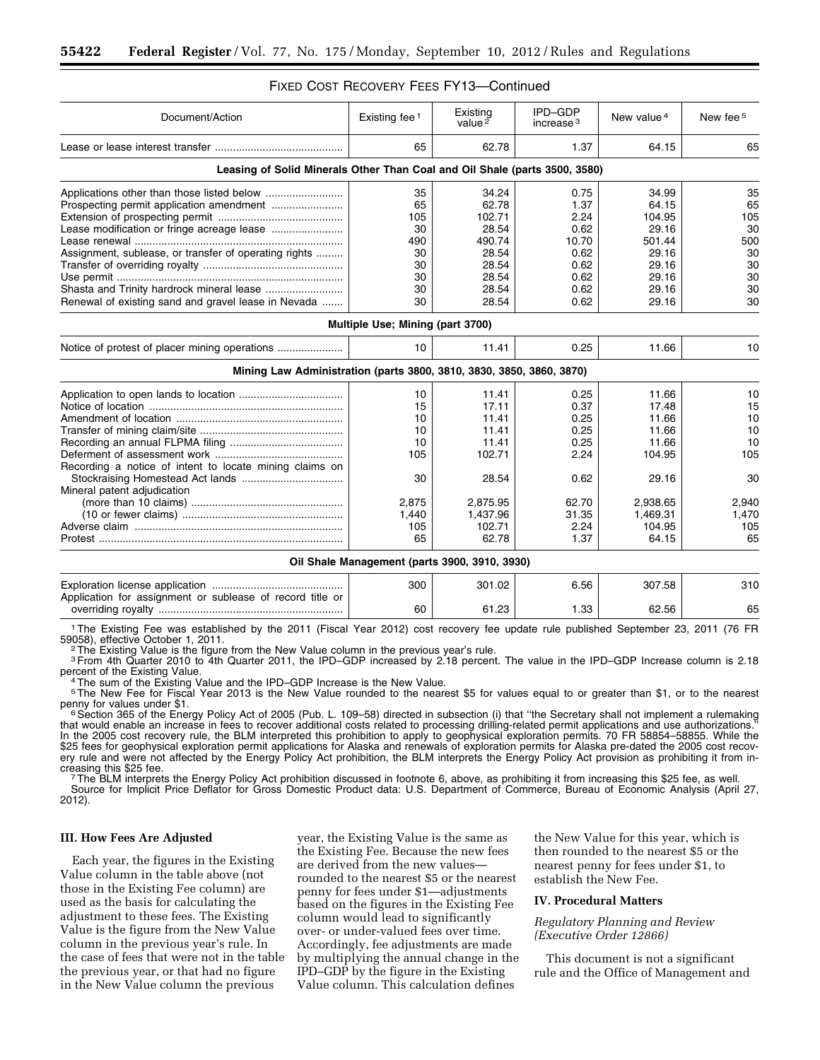FIXED COST RECOVERY FEES FY13—Continued

| Document/Action | Existing fee [1] | Existing value [2] | IPD–GDP increase [3] | New value [4] | New fee [5] |
|---|---|---|---|---|---|
| Lease or lease interest transfer | 65 | 62.78 | 1.37 | 64.15 | 65 |
| **Leasing of Solid Minerals Other Than Coal and Oil Shale (parts 3500, 3580)** | | | | | |
| Applications other than those listed below | 35 | 34.24 | 0.75 | 34.99 | 35 |
| Prospecting permit application amendment | 65 | 62.78 | 1.37 | 64.15 | 65 |
| Extension of prospecting permit | 105 | 102.71 | 2.24 | 104.95 | 105 |
| Lease modification or fringe acreage lease | 30 | 28.54 | 0.62 | 29.16 | 30 |
| Lease renewal | 490 | 490.74 | 10.70 | 501.44 | 500 |
| Assignment, sublease, or transfer of operating rights | 30 | 28.54 | 0.62 | 29.16 | 30 |
| Transfer of overriding royalty | 30 | 28.54 | 0.62 | 29.16 | 30 |
| Use permit | 30 | 28.54 | 0.62 | 29.16 | 30 |
| Shasta and Trinity hardrock mineral lease | 30 | 28.54 | 0.62 | 29.16 | 30 |
| Renewal of existing sand and gravel lease in Nevada | 30 | 28.54 | 0.62 | 29.16 | 30 |
| **Multiple Use; Mining (part 3700)** | | | | | |
| Notice of protest of placer mining operations | 10 | 11.41 | 0.25 | 11.66 | 10 |
| **Mining Law Administration (parts 3800, 3810, 3830, 3850, 3860, 3870)** | | | | | |
| Application to open lands to location | 10 | 11.41 | 0.25 | 11.66 | 10 |
| Notice of location | 15 | 17.11 | 0.37 | 17.48 | 15 |
| Amendment of location | 10 | 11.41 | 0.25 | 11.66 | 10 |
| Transfer of mining claim/site | 10 | 11.41 | 0.25 | 11.66 | 10 |
| Recording an annual FLPMA filing | 10 | 11.41 | 0.25 | 11.66 | 10 |
| Deferment of assessment work | 105 | 102.71 | 2.24 | 104.95 | 105 |
| Recording a notice of intent to locate mining claims on Stockraising Homestead Act lands | 30 | 28.54 | 0.62 | 29.16 | 30 |
| Mineral patent adjudication | | | | | |
| (more than 10 claims) | 2,875 | 2,875.95 | 62.70 | 2,938.65 | 2,940 |
| (10 or fewer claims) | 1,440 | 1,437.96 | 31.35 | 1,469.31 | 1,470 |
| Adverse claim | 105 | 102.71 | 2.24 | 104.95 | 105 |
| Protest | 65 | 62.78 | 1.37 | 64.15 | 65 |
| **Oil Shale Management (parts 3900, 3910, 3930)** | | | | | |
| Exploration license application | 300 | 301.02 | 6.56 | 307.58 | 310 |
| Application for assignment or sublease of record title or overriding royalty | 60 | 61.23 | 1.33 | 62.56 | 65 |

[1] The Existing Fee was established by the 2011 (Fiscal Year 2012) cost recovery fee update rule published September 23, 2011 (76 FR 59058), effective October 1, 2011.

[2] The Existing Value is the figure from the New Value column in the previous year's rule.

[3] From 4th Quarter 2010 to 4th Quarter 2011, the IPD–GDP increased by 2.18 percent. The value in the IPD–GDP Increase column is 2.18 percent of the Existing Value.

[4] The sum of the Existing Value and the IPD–GDP Increase is the New Value.

[5] The New Fee for Fiscal Year 2013 is the New Value rounded to the nearest $5 for values equal to or greater than $1, or to the nearest penny for values under $1.

[6] Section 365 of the Energy Policy Act of 2005 (Pub. L. 109–58) directed in subsection (i) that "the Secretary shall not implement a rulemaking that would enable an increase in fees to recover additional costs related to processing drilling-related permit applications and use authorizations." In the 2005 cost recovery rule, the BLM interpreted this prohibition to apply to geophysical exploration permits. 70 FR 58854–58855. While the $25 fees for geophysical exploration permit applications for Alaska and renewals of exploration permits for Alaska pre-dated the 2005 cost recovery rule and were not affected by the Energy Policy Act prohibition, the BLM interprets the Energy Policy Act provision as prohibiting it from increasing this $25 fee.

[7] The BLM interprets the Energy Policy Act prohibition discussed in footnote 6, above, as prohibiting it from increasing this $25 fee, as well.

Source for Implicit Price Deflator for Gross Domestic Product data: U.S. Department of Commerce, Bureau of Economic Analysis (April 27, 2012).

## III. How Fees Are Adjusted

Each year, the figures in the Existing Value column in the table above (not those in the Existing Fee column) are used as the basis for calculating the adjustment to these fees. The Existing Value is the figure from the New Value column in the previous year's rule. In the case of fees that were not in the table the previous year, or that had no figure in the New Value column the previous year, the Existing Value is the same as the Existing Fee. Because the new fees are derived from the new values—rounded to the nearest $5 or the nearest penny for fees under $1—adjustments based on the figures in the Existing Fee column would lead to significantly over- or under-valued fees over time. Accordingly, fee adjustments are made by multiplying the annual change in the IPD–GDP by the figure in the Existing Value column. This calculation defines the New Value for this year, which is then rounded to the nearest $5 or the nearest penny for fees under $1, to establish the New Fee.

## IV. Procedural Matters

*Regulatory Planning and Review (Executive Order 12866)*

This document is not a significant rule and the Office of Management and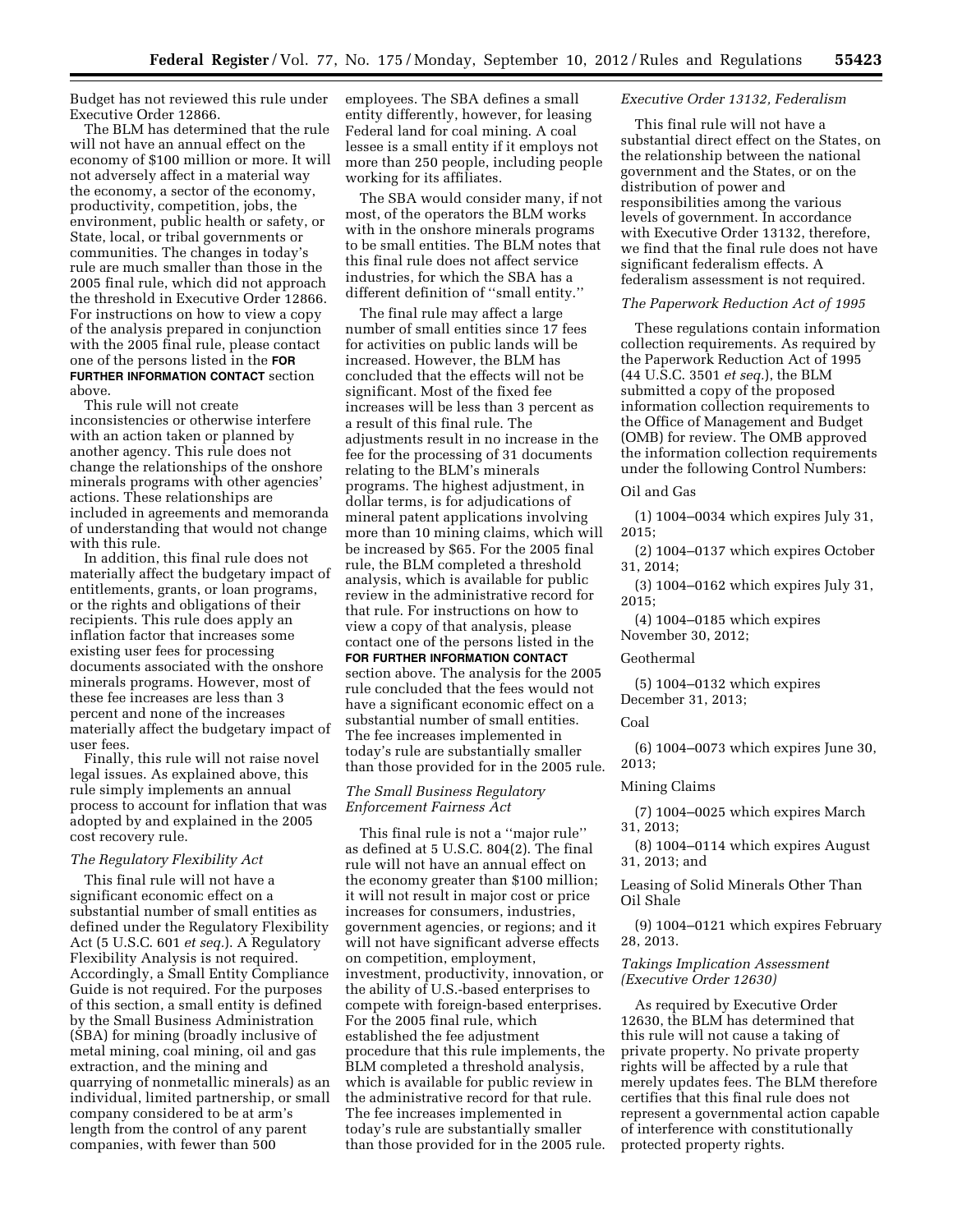Budget has not reviewed this rule under Executive Order 12866.

The BLM has determined that the rule will not have an annual effect on the economy of $100 million or more. It will not adversely affect in a material way the economy, a sector of the economy, productivity, competition, jobs, the environment, public health or safety, or State, local, or tribal governments or communities. The changes in today's rule are much smaller than those in the 2005 final rule, which did not approach the threshold in Executive Order 12866. For instructions on how to view a copy of the analysis prepared in conjunction with the 2005 final rule, please contact one of the persons listed in the **FOR FURTHER INFORMATION CONTACT** section above.

This rule will not create inconsistencies or otherwise interfere with an action taken or planned by another agency. This rule does not change the relationships of the onshore minerals programs with other agencies' actions. These relationships are included in agreements and memoranda of understanding that would not change with this rule.

In addition, this final rule does not materially affect the budgetary impact of entitlements, grants, or loan programs, or the rights and obligations of their recipients. This rule does apply an inflation factor that increases some existing user fees for processing documents associated with the onshore minerals programs. However, most of these fee increases are less than 3 percent and none of the increases materially affect the budgetary impact of user fees.

Finally, this rule will not raise novel legal issues. As explained above, this rule simply implements an annual process to account for inflation that was adopted by and explained in the 2005 cost recovery rule.

### *The Regulatory Flexibility Act*

This final rule will not have a significant economic effect on a substantial number of small entities as defined under the Regulatory Flexibility Act (5 U.S.C. 601 *et seq.*). A Regulatory Flexibility Analysis is not required. Accordingly, a Small Entity Compliance Guide is not required. For the purposes of this section, a small entity is defined by the Small Business Administration (SBA) for mining (broadly inclusive of metal mining, coal mining, oil and gas extraction, and the mining and quarrying of nonmetallic minerals) as an individual, limited partnership, or small company considered to be at arm's length from the control of any parent companies, with fewer than 500 employees. The SBA defines a small entity differently, however, for leasing Federal land for coal mining. A coal lessee is a small entity if it employs not more than 250 people, including people working for its affiliates.

The SBA would consider many, if not most, of the operators the BLM works with in the onshore minerals programs to be small entities. The BLM notes that this final rule does not affect service industries, for which the SBA has a different definition of "small entity."

The final rule may affect a large number of small entities since 17 fees for activities on public lands will be increased. However, the BLM has concluded that the effects will not be significant. Most of the fixed fee increases will be less than 3 percent as a result of this final rule. The adjustments result in no increase in the fee for the processing of 31 documents relating to the BLM's minerals programs. The highest adjustment, in dollar terms, is for adjudications of mineral patent applications involving more than 10 mining claims, which will be increased by $65. For the 2005 final rule, the BLM completed a threshold analysis, which is available for public review in the administrative record for that rule. For instructions on how to view a copy of that analysis, please contact one of the persons listed in the **FOR FURTHER INFORMATION CONTACT** section above. The analysis for the 2005 rule concluded that the fees would not have a significant economic effect on a substantial number of small entities. The fee increases implemented in today's rule are substantially smaller than those provided for in the 2005 rule.

### *The Small Business Regulatory Enforcement Fairness Act*

This final rule is not a "major rule" as defined at 5 U.S.C. 804(2). The final rule will not have an annual effect on the economy greater than $100 million; it will not result in major cost or price increases for consumers, industries, government agencies, or regions; and it will not have significant adverse effects on competition, employment, investment, productivity, innovation, or the ability of U.S.-based enterprises to compete with foreign-based enterprises. For the 2005 final rule, which established the fee adjustment procedure that this rule implements, the BLM completed a threshold analysis, which is available for public review in the administrative record for that rule. The fee increases implemented in today's rule are substantially smaller than those provided for in the 2005 rule.

### *Executive Order 13132, Federalism*

This final rule will not have a substantial direct effect on the States, on the relationship between the national government and the States, or on the distribution of power and responsibilities among the various levels of government. In accordance with Executive Order 13132, therefore, we find that the final rule does not have significant federalism effects. A federalism assessment is not required.

### *The Paperwork Reduction Act of 1995*

These regulations contain information collection requirements. As required by the Paperwork Reduction Act of 1995 (44 U.S.C. 3501 *et seq.*), the BLM submitted a copy of the proposed information collection requirements to the Office of Management and Budget (OMB) for review. The OMB approved the information collection requirements under the following Control Numbers:

Oil and Gas

(1) 1004–0034 which expires July 31, 2015;

(2) 1004–0137 which expires October 31, 2014;

(3) 1004–0162 which expires July 31, 2015;

(4) 1004–0185 which expires November 30, 2012;

Geothermal

(5) 1004–0132 which expires December 31, 2013;

Coal

(6) 1004–0073 which expires June 30, 2013;

Mining Claims

(7) 1004–0025 which expires March 31, 2013;

(8) 1004–0114 which expires August 31, 2013; and

Leasing of Solid Minerals Other Than Oil Shale

(9) 1004–0121 which expires February 28, 2013.

### *Takings Implication Assessment (Executive Order 12630)*

As required by Executive Order 12630, the BLM has determined that this rule will not cause a taking of private property. No private property rights will be affected by a rule that merely updates fees. The BLM therefore certifies that this final rule does not represent a governmental action capable of interference with constitutionally protected property rights.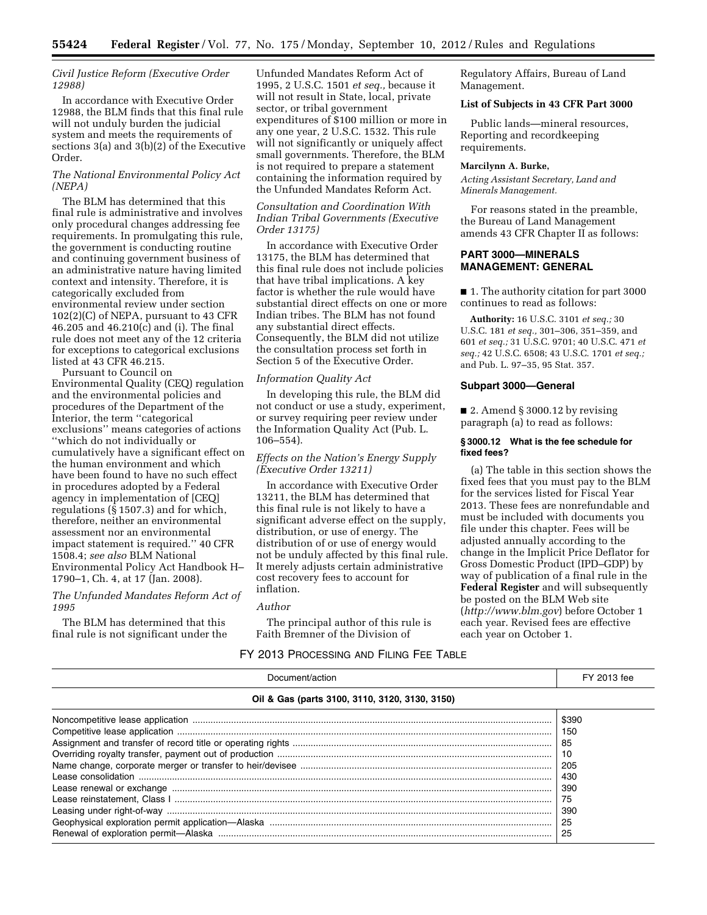*Civil Justice Reform (Executive Order 12988)*

In accordance with Executive Order 12988, the BLM finds that this final rule will not unduly burden the judicial system and meets the requirements of sections 3(a) and 3(b)(2) of the Executive Order.

*The National Environmental Policy Act (NEPA)*

The BLM has determined that this final rule is administrative and involves only procedural changes addressing fee requirements. In promulgating this rule, the government is conducting routine and continuing government business of an administrative nature having limited context and intensity. Therefore, it is categorically excluded from environmental review under section 102(2)(C) of NEPA, pursuant to 43 CFR 46.205 and 46.210(c) and (i). The final rule does not meet any of the 12 criteria for exceptions to categorical exclusions listed at 43 CFR 46.215.

Pursuant to Council on Environmental Quality (CEQ) regulation and the environmental policies and procedures of the Department of the Interior, the term ''categorical exclusions'' means categories of actions ''which do not individually or cumulatively have a significant effect on the human environment and which have been found to have no such effect in procedures adopted by a Federal agency in implementation of [CEQ] regulations (§ 1507.3) and for which, therefore, neither an environmental assessment nor an environmental impact statement is required.'' 40 CFR 1508.4; *see also* BLM National Environmental Policy Act Handbook H–1790–1, Ch. 4, at 17 (Jan. 2008).

*The Unfunded Mandates Reform Act of 1995*

The BLM has determined that this final rule is not significant under the Unfunded Mandates Reform Act of 1995, 2 U.S.C. 1501 *et seq.,* because it will not result in State, local, private sector, or tribal government expenditures of $100 million or more in any one year, 2 U.S.C. 1532. This rule will not significantly or uniquely affect small governments. Therefore, the BLM is not required to prepare a statement containing the information required by the Unfunded Mandates Reform Act.

*Consultation and Coordination With Indian Tribal Governments (Executive Order 13175)*

In accordance with Executive Order 13175, the BLM has determined that this final rule does not include policies that have tribal implications. A key factor is whether the rule would have substantial direct effects on one or more Indian tribes. The BLM has not found any substantial direct effects. Consequently, the BLM did not utilize the consultation process set forth in Section 5 of the Executive Order.

*Information Quality Act*

In developing this rule, the BLM did not conduct or use a study, experiment, or survey requiring peer review under the Information Quality Act (Pub. L. 106–554).

*Effects on the Nation's Energy Supply (Executive Order 13211)*

In accordance with Executive Order 13211, the BLM has determined that this final rule is not likely to have a significant adverse effect on the supply, distribution, or use of energy. The distribution of or use of energy would not be unduly affected by this final rule. It merely adjusts certain administrative cost recovery fees to account for inflation.

*Author*

The principal author of this rule is Faith Bremner of the Division of Regulatory Affairs, Bureau of Land Management.

**List of Subjects in 43 CFR Part 3000**

Public lands—mineral resources, Reporting and recordkeeping requirements.

**Marcilynn A. Burke,**

*Acting Assistant Secretary, Land and Minerals Management.*

For reasons stated in the preamble, the Bureau of Land Management amends 43 CFR Chapter II as follows:

## PART 3000—MINERALS MANAGEMENT: GENERAL

■ 1. The authority citation for part 3000 continues to read as follows:

**Authority:** 16 U.S.C. 3101 *et seq.;* 30 U.S.C. 181 *et seq.,* 301–306, 351–359, and 601 *et seq.;* 31 U.S.C. 9701; 40 U.S.C. 471 *et seq.;* 42 U.S.C. 6508; 43 U.S.C. 1701 *et seq.;* and Pub. L. 97–35, 95 Stat. 357.

### Subpart 3000—General

■ 2. Amend § 3000.12 by revising paragraph (a) to read as follows:

**§ 3000.12 What is the fee schedule for fixed fees?**

(a) The table in this section shows the fixed fees that you must pay to the BLM for the services listed for Fiscal Year 2013. These fees are nonrefundable and must be included with documents you file under this chapter. Fees will be adjusted annually according to the change in the Implicit Price Deflator for Gross Domestic Product (IPD–GDP) by way of publication of a final rule in the **Federal Register** and will subsequently be posted on the BLM Web site (*http://www.blm.gov*) before October 1 each year. Revised fees are effective each year on October 1.

FY 2013 PROCESSING AND FILING FEE TABLE

| Document/action | FY 2013 fee |
|---|---|
| **Oil & Gas (parts 3100, 3110, 3120, 3130, 3150)** | |
| Noncompetitive lease application | $390 |
| Competitive lease application | 150 |
| Assignment and transfer of record title or operating rights | 85 |
| Overriding royalty transfer, payment out of production | 10 |
| Name change, corporate merger or transfer to heir/devisee | 205 |
| Lease consolidation | 430 |
| Lease renewal or exchange | 390 |
| Lease reinstatement, Class I | 75 |
| Leasing under right-of-way | 390 |
| Geophysical exploration permit application—Alaska | 25 |
| Renewal of exploration permit—Alaska | 25 |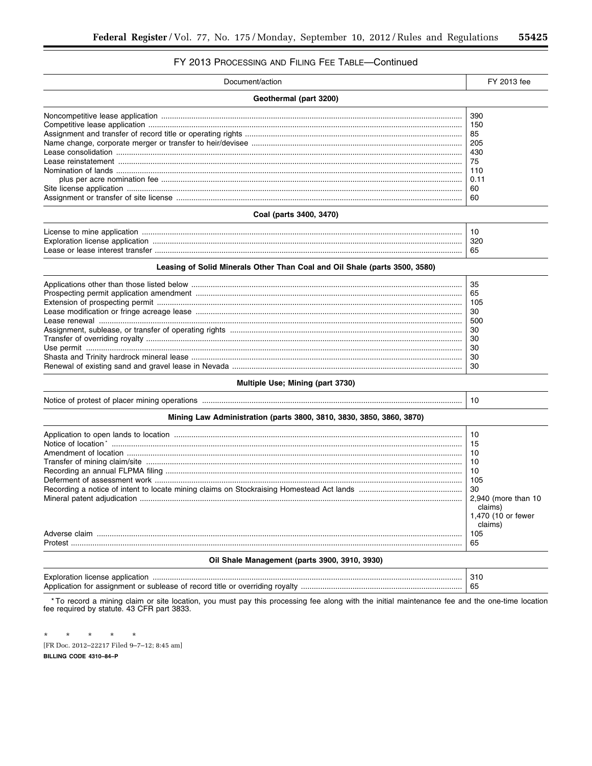## FY 2013 Processing and Filing Fee Table—Continued

| Document/action | FY 2013 fee |
| --- | --- |
| **Geothermal (part 3200)** | |
| Noncompetitive lease application | 390 |
| Competitive lease application | 150 |
| Assignment and transfer of record title or operating rights | 85 |
| Name change, corporate merger or transfer to heir/devisee | 205 |
| Lease consolidation | 430 |
| Lease reinstatement | 75 |
| Nomination of lands | 110 |
| plus per acre nomination fee | 0.11 |
| Site license application | 60 |
| Assignment or transfer of site license | 60 |
| **Coal (parts 3400, 3470)** | |
| License to mine application | 10 |
| Exploration license application | 320 |
| Lease or lease interest transfer | 65 |
| **Leasing of Solid Minerals Other Than Coal and Oil Shale (parts 3500, 3580)** | |
| Applications other than those listed below | 35 |
| Prospecting permit application amendment | 65 |
| Extension of prospecting permit | 105 |
| Lease modification or fringe acreage lease | 30 |
| Lease renewal | 500 |
| Assignment, sublease, or transfer of operating rights | 30 |
| Transfer of overriding royalty | 30 |
| Use permit | 30 |
| Shasta and Trinity hardrock mineral lease | 30 |
| Renewal of existing sand and gravel lease in Nevada | 30 |
| **Multiple Use; Mining (part 3730)** | |
| Notice of protest of placer mining operations | 10 |
| **Mining Law Administration (parts 3800, 3810, 3830, 3850, 3860, 3870)** | |
| Application to open lands to location | 10 |
| Notice of location* | 15 |
| Amendment of location | 10 |
| Transfer of mining claim/site | 10 |
| Recording an annual FLPMA filing | 10 |
| Deferment of assessment work | 105 |
| Recording a notice of intent to locate mining claims on Stockraising Homestead Act lands | 30 |
| Mineral patent adjudication | 2,940 (more than 10 claims)<br>1,470 (10 or fewer claims) |
| Adverse claim | 105 |
| Protest | 65 |
| **Oil Shale Management (parts 3900, 3910, 3930)** | |
| Exploration license application | 310 |
| Application for assignment or sublease of record title or overriding royalty | 65 |

* To record a mining claim or site location, you must pay this processing fee along with the initial maintenance fee and the one-time location fee required by statute. 43 CFR part 3833.

\* \* \* \* \*

[FR Doc. 2012–22217 Filed 9–7–12; 8:45 am]

**BILLING CODE 4310–84–P**